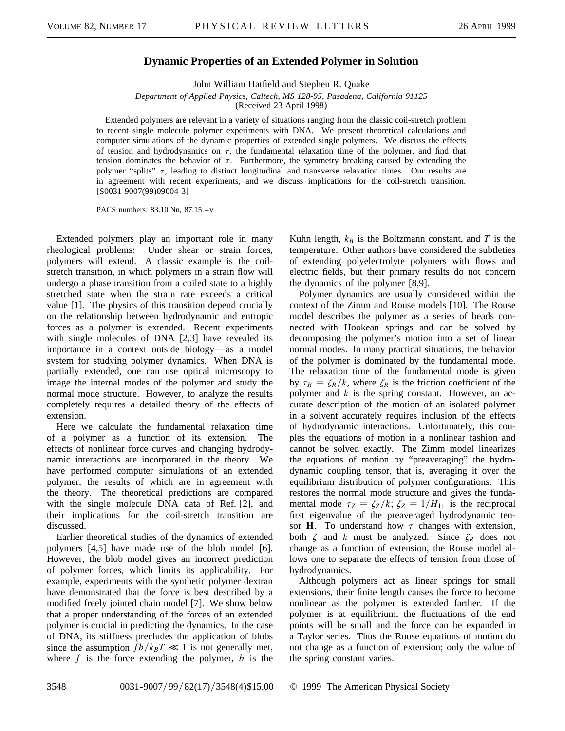# Dynamic Properties of an Extended Polymer in Solution

John William Hatfield and Stephen R. Quake

*Department of Applied Physics, Caltech, MS 128-95, Pasadena, California 91125*

(Received 23 April 1998)

Extended polymers are relevant in a variety of situations ranging from the classic coil-stretch problem to recent single molecule polymer experiments with DNA. We present theoretical calculations and computer simulations of the dynamic properties of extended single polymers. We discuss the effects of tension and hydrodynamics on $\tau$, the fundamental relaxation time of the polymer, and find that tension dominates the behavior of $\tau$. Furthermore, the symmetry breaking caused by extending the polymer "splits" $\tau$, leading to distinct longitudinal and transverse relaxation times. Our results are in agreement with recent experiments, and we discuss implications for the coil-stretch transition. [S0031-9007(99)09004-3]

PACS numbers: 83.10.Nn, 87.15.–v

Extended polymers play an important role in many rheological problems: Under shear or strain forces, polymers will extend. A classic example is the coil-stretch transition, in which polymers in a strain flow will undergo a phase transition from a coiled state to a highly stretched state when the strain rate exceeds a critical value [1]. The physics of this transition depend crucially on the relationship between hydrodynamic and entropic forces as a polymer is extended. Recent experiments with single molecules of DNA [2,3] have revealed its importance in a context outside biology—as a model system for studying polymer dynamics. When DNA is partially extended, one can use optical microscopy to image the internal modes of the polymer and study the normal mode structure. However, to analyze the results completely requires a detailed theory of the effects of extension.

Here we calculate the fundamental relaxation time of a polymer as a function of its extension. The effects of nonlinear force curves and changing hydrodynamic interactions are incorporated in the theory. We have performed computer simulations of an extended polymer, the results of which are in agreement with the theory. The theoretical predictions are compared with the single molecule DNA data of Ref. [2], and their implications for the coil-stretch transition are discussed.

Earlier theoretical studies of the dynamics of extended polymers [4,5] have made use of the blob model [6]. However, the blob model gives an incorrect prediction of polymer forces, which limits its applicability. For example, experiments with the synthetic polymer dextran have demonstrated that the force is best described by a modified freely jointed chain model [7]. We show below that a proper understanding of the forces of an extended polymer is crucial in predicting the dynamics. In the case of DNA, its stiffness precludes the application of blobs since the assumption $fb/k_BT \ll 1$ is not generally met, where $f$ is the force extending the polymer, $b$ is the Kuhn length, $k_B$ is the Boltzmann constant, and $T$ is the temperature. Other authors have considered the subtleties of extending polyelectrolyte polymers with flows and electric fields, but their primary results do not concern the dynamics of the polymer [8,9].

Polymer dynamics are usually considered within the context of the Zimm and Rouse models [10]. The Rouse model describes the polymer as a series of beads connected with Hookean springs and can be solved by decomposing the polymer's motion into a set of linear normal modes. In many practical situations, the behavior of the polymer is dominated by the fundamental mode. The relaxation time of the fundamental mode is given by $\tau_R = \zeta_R/k$, where $\zeta_R$ is the friction coefficient of the polymer and $k$ is the spring constant. However, an accurate description of the motion of an isolated polymer in a solvent accurately requires inclusion of the effects of hydrodynamic interactions. Unfortunately, this couples the equations of motion in a nonlinear fashion and cannot be solved exactly. The Zimm model linearizes the equations of motion by "preaveraging" the hydrodynamic coupling tensor, that is, averaging it over the equilibrium distribution of polymer configurations. This restores the normal mode structure and gives the fundamental mode $\tau_Z = \zeta_Z/k$; $\zeta_Z = 1/H_{11}$ is the reciprocal first eigenvalue of the preaveraged hydrodynamic tensor $\mathbf{H}$. To understand how $\tau$ changes with extension, both $\zeta$ and $k$ must be analyzed. Since $\zeta_R$ does not change as a function of extension, the Rouse model allows one to separate the effects of tension from those of hydrodynamics.

Although polymers act as linear springs for small extensions, their finite length causes the force to become nonlinear as the polymer is extended farther. If the polymer is at equilibrium, the fluctuations of the end points will be small and the force can be expanded in a Taylor series. Thus the Rouse equations of motion do not change as a function of extension; only the value of the spring constant varies.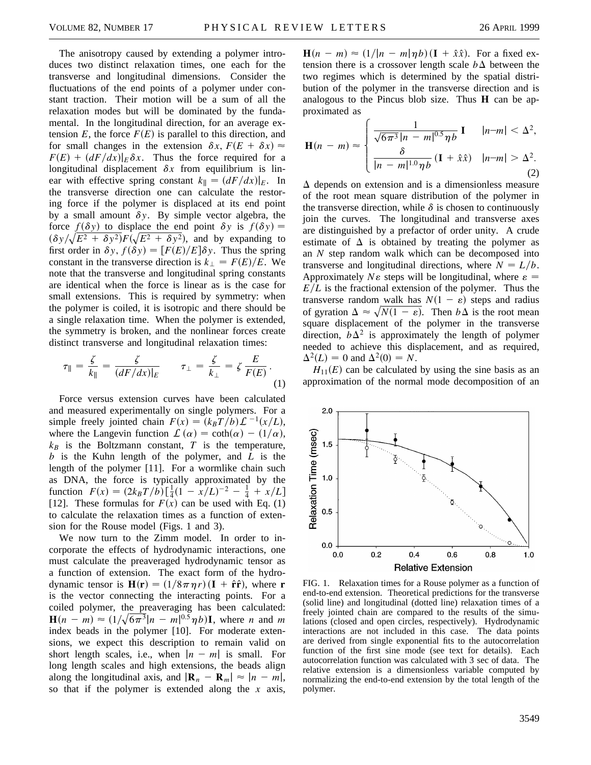The anisotropy caused by extending a polymer introduces two distinct relaxation times, one each for the transverse and longitudinal dimensions. Consider the fluctuations of the end points of a polymer under constant traction. Their motion will be a sum of all the relaxation modes but will be dominated by the fundamental. In the longitudinal direction, for an average extension $E$, the force $F(E)$ is parallel to this direction, and for small changes in the extension $\delta x$, $F(E + \delta x) \approx F(E) + (dF/dx)|_E \delta x$. Thus the force required for a longitudinal displacement $\delta x$ from equilibrium is linear with effective spring constant $k_\parallel = (dF/dx)|_E$. In the transverse direction one can calculate the restoring force if the polymer is displaced at its end point by a small amount $\delta y$. By simple vector algebra, the force $f(\delta y)$ to displace the end point $\delta y$ is $f(\delta y) = (\delta y/\sqrt{E^2 + \delta y^2}) F(\sqrt{E^2 + \delta y^2})$, and by expanding to first order in $\delta y$, $f(\delta y) = [F(E)/E]\delta y$. Thus the spring constant in the transverse direction is $k_\perp = F(E)/E$. We note that the transverse and longitudinal spring constants are identical when the force is linear as is the case for small extensions. This is required by symmetry: when the polymer is coiled, it is isotropic and there should be a single relaxation time. When the polymer is extended, the symmetry is broken, and the nonlinear forces create distinct transverse and longitudinal relaxation times:

$$\tau_\parallel = \frac{\zeta}{k_\parallel} = \frac{\zeta}{(dF/dx)|_E} \qquad \tau_\perp = \frac{\zeta}{k_\perp} = \zeta \frac{E}{F(E)} . \tag{1}$$

Force versus extension curves have been calculated and measured experimentally on single polymers. For a simple freely jointed chain $F(x) = (k_B T/b)\mathcal{L}^{-1}(x/L)$, where the Langevin function $\mathcal{L}(\alpha) = \coth(\alpha) - (1/\alpha)$, $k_B$ is the Boltzmann constant, $T$ is the temperature, $b$ is the Kuhn length of the polymer, and $L$ is the length of the polymer [11]. For a wormlike chain such as DNA, the force is typically approximated by the function $F(x) = (2k_B T/b)[\frac{1}{4}(1 - x/L)^{-2} - \frac{1}{4} + x/L]$ [12]. These formulas for $F(x)$ can be used with Eq. (1) to calculate the relaxation times as a function of extension for the Rouse model (Figs. 1 and 3).

We now turn to the Zimm model. In order to incorporate the effects of hydrodynamic interactions, one must calculate the preaveraged hydrodynamic tensor as a function of extension. The exact form of the hydrodynamic tensor is $\mathbf{H}(\mathbf{r}) = (1/8\pi\eta r)(\mathbf{I} + \hat{\mathbf{r}}\hat{\mathbf{r}})$, where $\mathbf{r}$ is the vector connecting the interacting points. For a coiled polymer, the preaveraging has been calculated: $\mathbf{H}(n - m) \approx (1/\sqrt{6\pi^3}|n - m|^{0.5}\eta b)\mathbf{I}$, where $n$ and $m$ index beads in the polymer [10]. For moderate extensions, we expect this description to remain valid on short length scales, i.e., when $|n - m|$ is small. For long length scales and high extensions, the beads align along the longitudinal axis, and $|\mathbf{R}_n - \mathbf{R}_m| \approx |n - m|$, so that if the polymer is extended along the $x$ axis, $\mathbf{H}(n - m) \approx (1/|n - m|\eta b)(\mathbf{I} + \hat{x}\hat{x})$. For a fixed extension there is a crossover length scale $b\Delta$ between the two regimes which is determined by the spatial distribution of the polymer in the transverse direction and is analogous to the Pincus blob size. Thus $\mathbf{H}$ can be approximated as

$$\mathbf{H}(n - m) \approx \begin{cases} \dfrac{1}{\sqrt{6\pi^3}|n - m|^{0.5}\eta b}\,\mathbf{I} & |n - m| < \Delta^2, \\[2ex] \dfrac{\delta}{|n - m|^{1.0}\eta b}(\mathbf{I} + \hat{x}\hat{x}) & |n - m| > \Delta^2. \end{cases} \tag{2}$$

$\Delta$ depends on extension and is a dimensionless measure of the root mean square distribution of the polymer in the transverse direction, while $\delta$ is chosen to continuously join the curves. The longitudinal and transverse axes are distinguished by a prefactor of order unity. A crude estimate of $\Delta$ is obtained by treating the polymer as an $N$ step random walk which can be decomposed into transverse and longitudinal directions, where $N = L/b$. Approximately $N\varepsilon$ steps will be longitudinal, where $\varepsilon = E/L$ is the fractional extension of the polymer. Thus the transverse random walk has $N(1 - \varepsilon)$ steps and radius of gyration $\Delta \approx \sqrt{N(1 - \varepsilon)}$. Then $b\Delta$ is the root mean square displacement of the polymer in the transverse direction, $b\Delta^2$ is approximately the length of polymer needed to achieve this displacement, and as required, $\Delta^2(L) = 0$ and $\Delta^2(0) = N$.

$H_{11}(E)$ can be calculated by using the sine basis as an approximation of the normal mode decomposition of an

FIG. 1. Relaxation times for a Rouse polymer as a function of end-to-end extension. Theoretical predictions for the transverse (solid line) and longitudinal (dotted line) relaxation times of a freely jointed chain are compared to the results of the simulations (closed and open circles, respectively). Hydrodynamic interactions are not included in this case. The data points are derived from single exponential fits to the autocorrelation function of the first sine mode (see text for details). Each autocorrelation function was calculated with 3 sec of data. The relative extension is a dimensionless variable computed by normalizing the end-to-end extension by the total length of the polymer.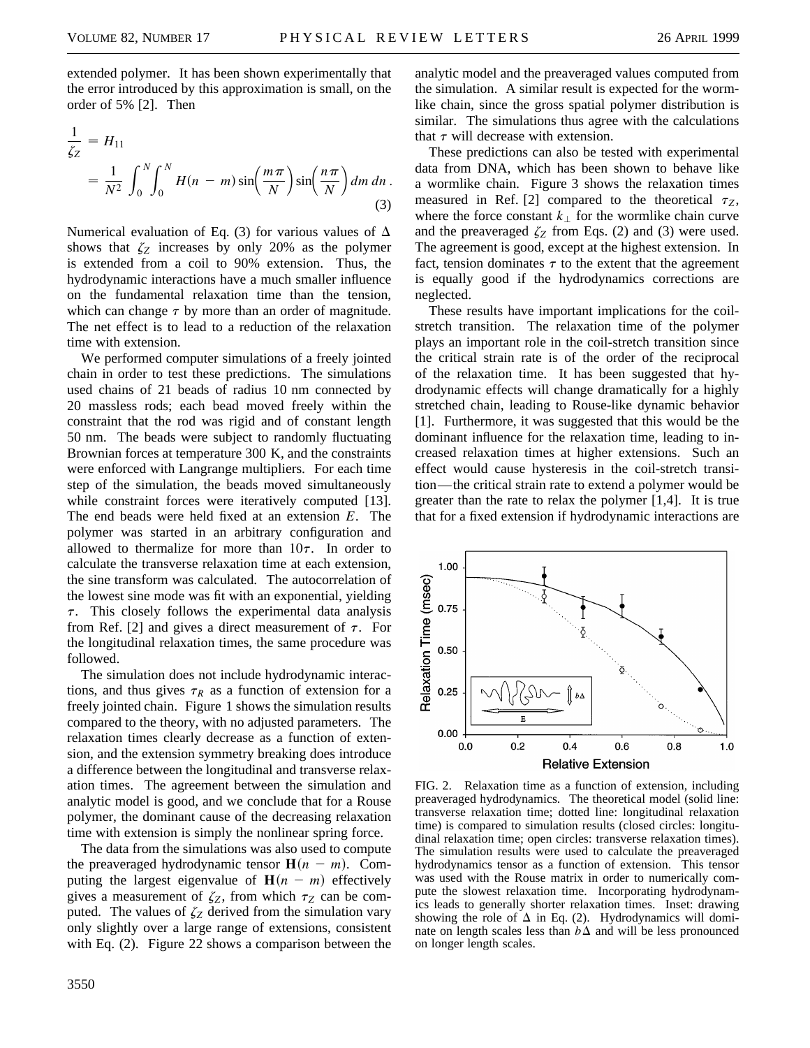extended polymer. It has been shown experimentally that the error introduced by this approximation is small, on the order of 5% [2]. Then

$$\frac{1}{\zeta_Z} = H_{11} = \frac{1}{N^2}\int_0^N\int_0^N H(n-m)\sin\left(\frac{m\pi}{N}\right)\sin\left(\frac{n\pi}{N}\right)dm\,dn\,. \tag{3}$$

Numerical evaluation of Eq. (3) for various values of $\Delta$ shows that $\zeta_Z$ increases by only 20% as the polymer is extended from a coil to 90% extension. Thus, the hydrodynamic interactions have a much smaller influence on the fundamental relaxation time than the tension, which can change $\tau$ by more than an order of magnitude. The net effect is to lead to a reduction of the relaxation time with extension.

We performed computer simulations of a freely jointed chain in order to test these predictions. The simulations used chains of 21 beads of radius 10 nm connected by 20 massless rods; each bead moved freely within the constraint that the rod was rigid and of constant length 50 nm. The beads were subject to randomly fluctuating Brownian forces at temperature 300 K, and the constraints were enforced with Langrange multipliers. For each time step of the simulation, the beads moved simultaneously while constraint forces were iteratively computed [13]. The end beads were held fixed at an extension $E$. The polymer was started in an arbitrary configuration and allowed to thermalize for more than $10\tau$. In order to calculate the transverse relaxation time at each extension, the sine transform was calculated. The autocorrelation of the lowest sine mode was fit with an exponential, yielding $\tau$. This closely follows the experimental data analysis from Ref. [2] and gives a direct measurement of $\tau$. For the longitudinal relaxation times, the same procedure was followed.

The simulation does not include hydrodynamic interactions, and thus gives $\tau_R$ as a function of extension for a freely jointed chain. Figure 1 shows the simulation results compared to the theory, with no adjusted parameters. The relaxation times clearly decrease as a function of extension, and the extension symmetry breaking does introduce a difference between the longitudinal and transverse relaxation times. The agreement between the simulation and analytic model is good, and we conclude that for a Rouse polymer, the dominant cause of the decreasing relaxation time with extension is simply the nonlinear spring force.

The data from the simulations was also used to compute the preaveraged hydrodynamic tensor $\mathbf{H}(n-m)$. Computing the largest eigenvalue of $\mathbf{H}(n-m)$ effectively gives a measurement of $\zeta_Z$, from which $\tau_Z$ can be computed. The values of $\zeta_Z$ derived from the simulation vary only slightly over a large range of extensions, consistent with Eq. (2). Figure 22 shows a comparison between the analytic model and the preaveraged values computed from the simulation. A similar result is expected for the wormlike chain, since the gross spatial polymer distribution is similar. The simulations thus agree with the calculations that $\tau$ will decrease with extension.

These predictions can also be tested with experimental data from DNA, which has been shown to behave like a wormlike chain. Figure 3 shows the relaxation times measured in Ref. [2] compared to the theoretical $\tau_Z$, where the force constant $k_\perp$ for the wormlike chain curve and the preaveraged $\zeta_Z$ from Eqs. (2) and (3) were used. The agreement is good, except at the highest extension. In fact, tension dominates $\tau$ to the extent that the agreement is equally good if the hydrodynamics corrections are neglected.

These results have important implications for the coil-stretch transition. The relaxation time of the polymer plays an important role in the coil-stretch transition since the critical strain rate is of the order of the reciprocal of the relaxation time. It has been suggested that hydrodynamic effects will change dramatically for a highly stretched chain, leading to Rouse-like dynamic behavior [1]. Furthermore, it was suggested that this would be the dominant influence for the relaxation time, leading to increased relaxation times at higher extensions. Such an effect would cause hysteresis in the coil-stretch transition—the critical strain rate to extend a polymer would be greater than the rate to relax the polymer [1,4]. It is true that for a fixed extension if hydrodynamic interactions are

FIG. 2. Relaxation time as a function of extension, including preaveraged hydrodynamics. The theoretical model (solid line: transverse relaxation time; dotted line: longitudinal relaxation time) is compared to simulation results (closed circles: longitudinal relaxation time; open circles: transverse relaxation times). The simulation results were used to calculate the preaveraged hydrodynamics tensor as a function of extension. This tensor was used with the Rouse matrix in order to numerically compute the slowest relaxation time. Incorporating hydrodynamics leads to generally shorter relaxation times. Inset: drawing showing the role of $\Delta$ in Eq. (2). Hydrodynamics will dominate on length scales less than $b\Delta$ and will be less pronounced on longer length scales.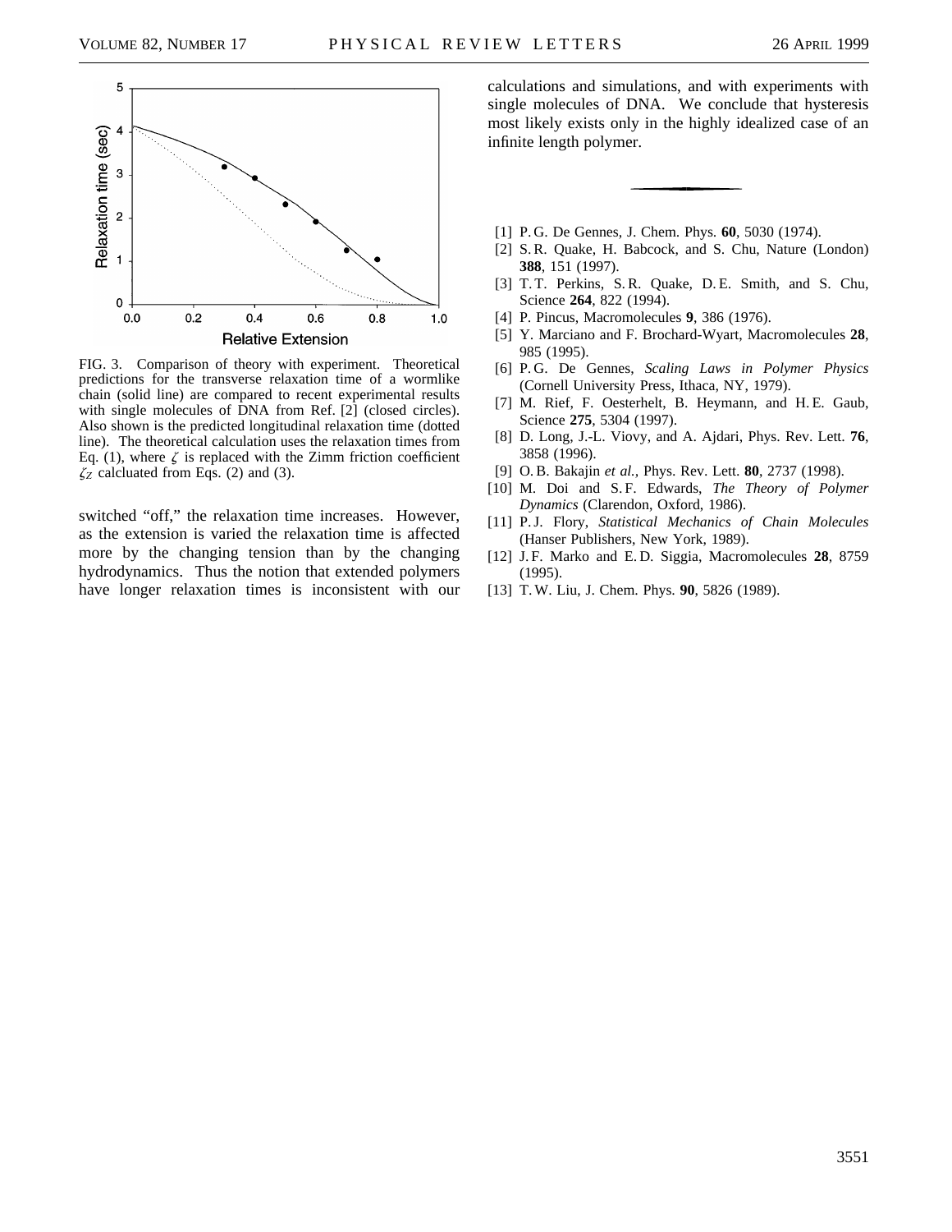5

4

3

2

1

0

0.0 0.2 0.4 0.6 0.8 1.0

Relaxation time (sec)

Relative Extension

FIG. 3. Comparison of theory with experiment. Theoretical predictions for the transverse relaxation time of a wormlike chain (solid line) are compared to recent experimental results with single molecules of DNA from Ref. [2] (closed circles). Also shown is the predicted longitudinal relaxation time (dotted line). The theoretical calculation uses the relaxation times from Eq. (1), where $\zeta$ is replaced with the Zimm friction coefficient $\zeta_Z$ calcluated from Eqs. (2) and (3).

switched "off," the relaxation time increases. However, as the extension is varied the relaxation time is affected more by the changing tension than by the changing hydrodynamics. Thus the notion that extended polymers have longer relaxation times is inconsistent with our calculations and simulations, and with experiments with single molecules of DNA. We conclude that hysteresis most likely exists only in the highly idealized case of an infinite length polymer.

---

[1] P. G. De Gennes, J. Chem. Phys. **60**, 5030 (1974).

[2] S. R. Quake, H. Babcock, and S. Chu, Nature (London) **388**, 151 (1997).

[3] T. T. Perkins, S. R. Quake, D. E. Smith, and S. Chu, Science **264**, 822 (1994).

[4] P. Pincus, Macromolecules **9**, 386 (1976).

[5] Y. Marciano and F. Brochard-Wyart, Macromolecules **28**, 985 (1995).

[6] P. G. De Gennes, *Scaling Laws in Polymer Physics* (Cornell University Press, Ithaca, NY, 1979).

[7] M. Rief, F. Oesterhelt, B. Heymann, and H. E. Gaub, Science **275**, 5304 (1997).

[8] D. Long, J.-L. Viovy, and A. Ajdari, Phys. Rev. Lett. **76**, 3858 (1996).

[9] O. B. Bakajin *et al.*, Phys. Rev. Lett. **80**, 2737 (1998).

[10] M. Doi and S. F. Edwards, *The Theory of Polymer Dynamics* (Clarendon, Oxford, 1986).

[11] P. J. Flory, *Statistical Mechanics of Chain Molecules* (Hanser Publishers, New York, 1989).

[12] J. F. Marko and E. D. Siggia, Macromolecules **28**, 8759 (1995).

[13] T. W. Liu, J. Chem. Phys. **90**, 5826 (1989).